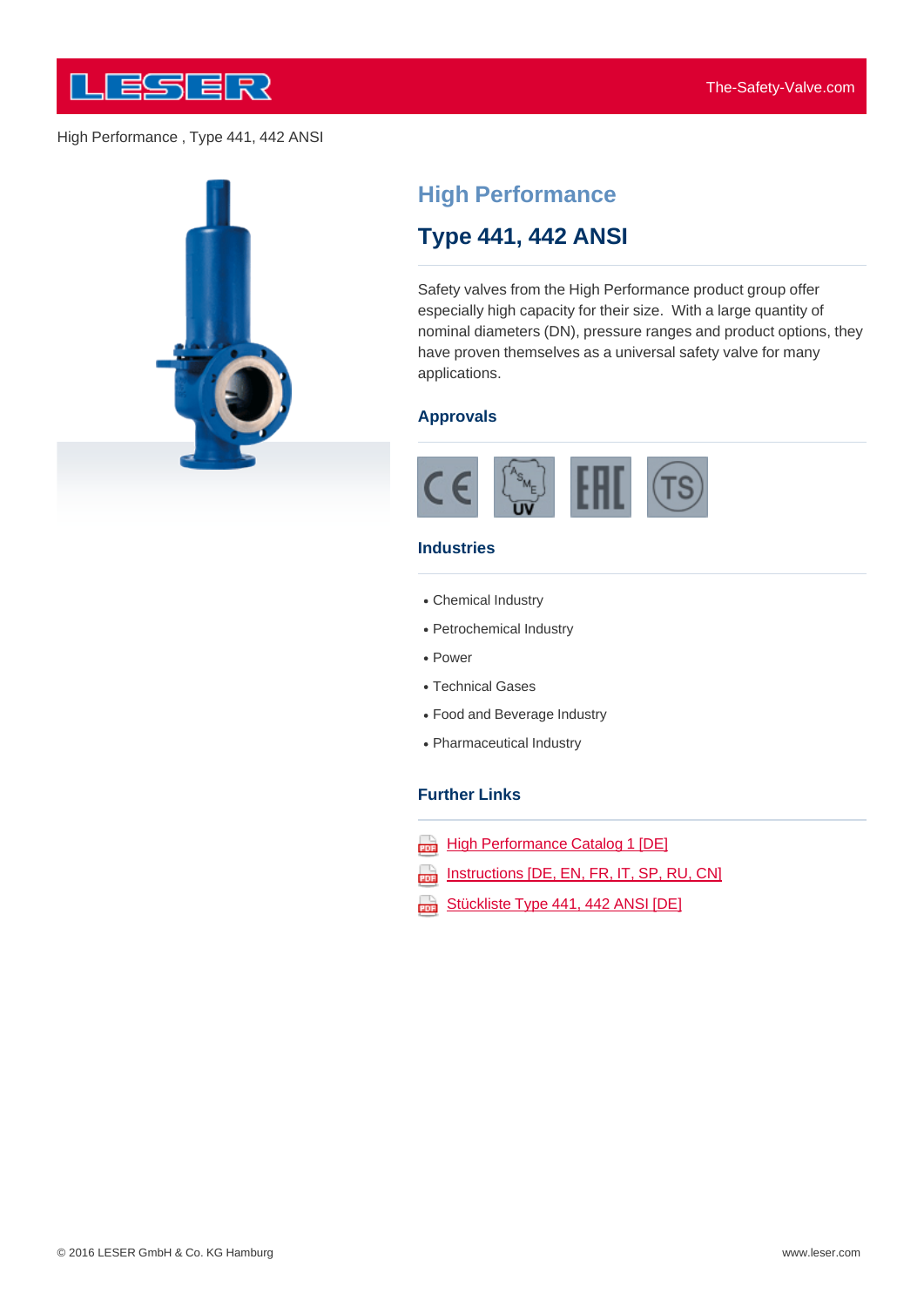High Performance , Type 441, 442 ANSI

# High Performance

## Type 441, 442 ANSI

Safety valves from the High Performance product group offer especially high capacity for their size. With a large quantity of nominal diameters (DN), pressure ranges and product options, they have proven themselves as a universal safety valve for many applications.

### Approvals

CE, ASME UV, EAC, TS

### Industries

- Chemical Industry
- Petrochemical Industry
- Power
- Technical Gases
- Food and Beverage Industry
- Pharmaceutical Industry

### Further Links

- High Performance Catalog 1 [DE]
- Instructions [DE, EN, FR, IT, SP, RU, CN]
- Stückliste Type 441, 442 ANSI [DE]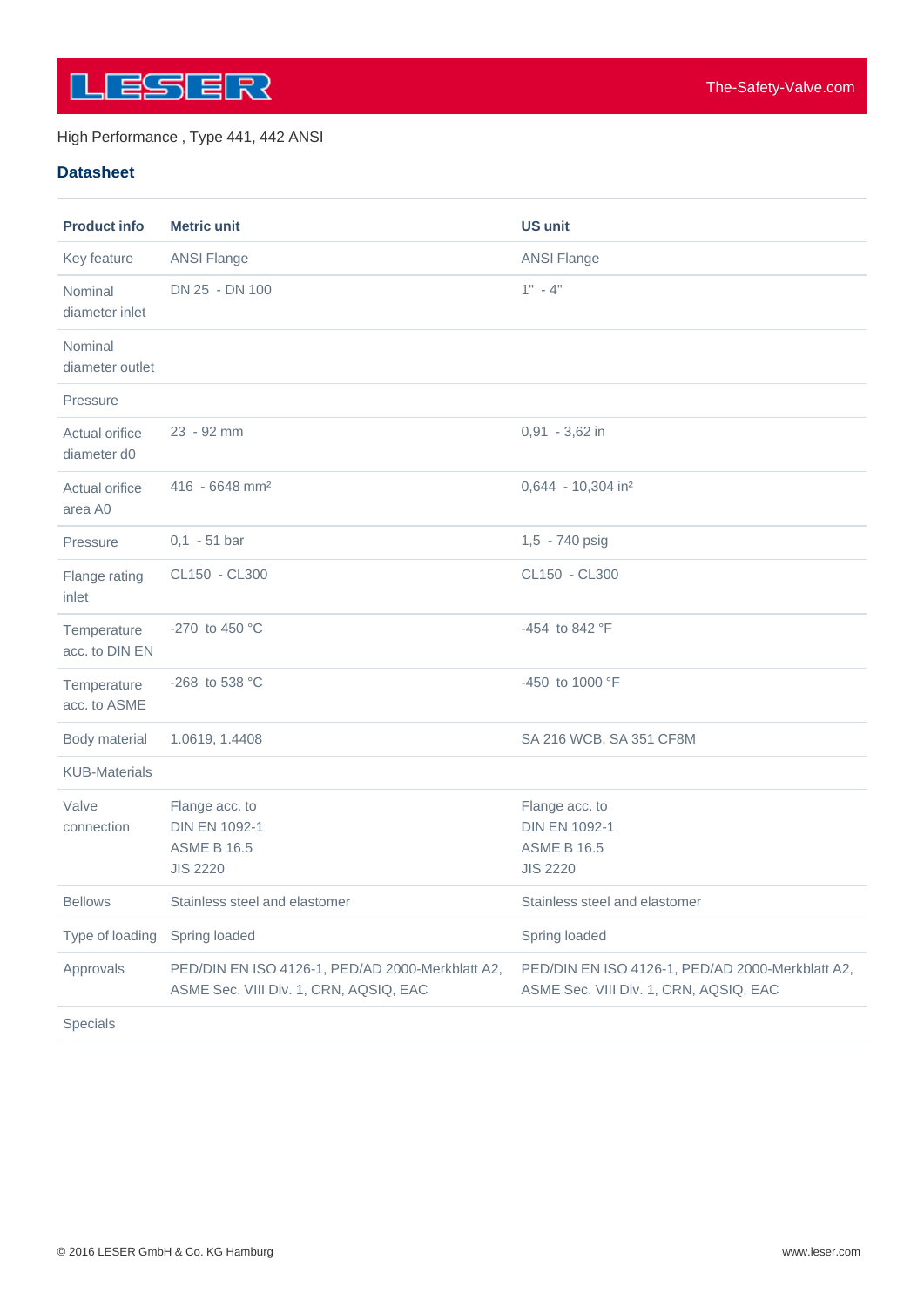High Performance , Type 441, 442 ANSI

## Datasheet

| Product info | Metric unit | US unit |
| --- | --- | --- |
| Key feature | ANSI Flange | ANSI Flange |
| Nominal diameter inlet | DN 25 - DN 100 | 1" - 4" |
| Nominal diameter outlet | | |
| Pressure | | |
| Actual orifice diameter d0 | 23 - 92 mm | 0,91 - 3,62 in |
| Actual orifice area A0 | 416 - 6648 mm² | 0,644 - 10,304 in² |
| Pressure | 0,1 - 51 bar | 1,5 - 740 psig |
| Flange rating inlet | CL150 - CL300 | CL150 - CL300 |
| Temperature acc. to DIN EN | -270 to 450 °C | -454 to 842 °F |
| Temperature acc. to ASME | -268 to 538 °C | -450 to 1000 °F |
| Body material | 1.0619, 1.4408 | SA 216 WCB, SA 351 CF8M |
| KUB-Materials | | |
| Valve connection | Flange acc. to DIN EN 1092-1 ASME B 16.5 JIS 2220 | Flange acc. to DIN EN 1092-1 ASME B 16.5 JIS 2220 |
| Bellows | Stainless steel and elastomer | Stainless steel and elastomer |
| Type of loading | Spring loaded | Spring loaded |
| Approvals | PED/DIN EN ISO 4126-1, PED/AD 2000-Merkblatt A2, ASME Sec. VIII Div. 1, CRN, AQSIQ, EAC | PED/DIN EN ISO 4126-1, PED/AD 2000-Merkblatt A2, ASME Sec. VIII Div. 1, CRN, AQSIQ, EAC |
| Specials | | |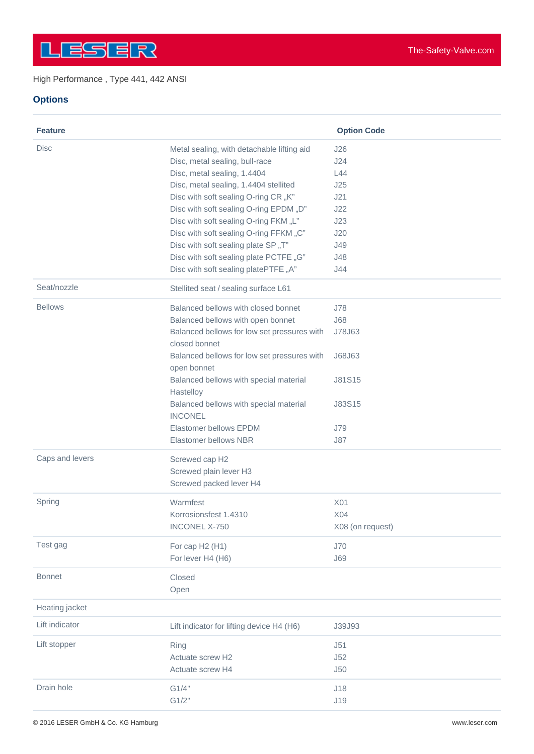High Performance , Type 441, 442 ANSI

## Options

| Feature | | Option Code |
|---|---|---|
| Disc | Metal sealing, with detachable lifting aid | J26 |
| | Disc, metal sealing, bull-race | J24 |
| | Disc, metal sealing, 1.4404 | L44 |
| | Disc, metal sealing, 1.4404 stellited | J25 |
| | Disc with soft sealing O-ring CR „K" | J21 |
| | Disc with soft sealing O-ring EPDM „D" | J22 |
| | Disc with soft sealing O-ring FKM „L" | J23 |
| | Disc with soft sealing O-ring FFKM „C" | J20 |
| | Disc with soft sealing plate SP „T" | J49 |
| | Disc with soft sealing plate PCTFE „G" | J48 |
| | Disc with soft sealing platePTFE „A" | J44 |
| Seat/nozzle | Stellited seat / sealing surface L61 | |
| Bellows | Balanced bellows with closed bonnet | J78 |
| | Balanced bellows with open bonnet | J68 |
| | Balanced bellows for low set pressures with closed bonnet | J78J63 |
| | Balanced bellows for low set pressures with open bonnet | J68J63 |
| | Balanced bellows with special material Hastelloy | J81S15 |
| | Balanced bellows with special material INCONEL | J83S15 |
| | Elastomer bellows EPDM | J79 |
| | Elastomer bellows NBR | J87 |
| Caps and levers | Screwed cap H2 | |
| | Screwed plain lever H3 | |
| | Screwed packed lever H4 | |
| Spring | Warmfest | X01 |
| | Korrosionsfest 1.4310 | X04 |
| | INCONEL X-750 | X08 (on request) |
| Test gag | For cap H2 (H1) | J70 |
| | For lever H4 (H6) | J69 |
| Bonnet | Closed | |
| | Open | |
| Heating jacket | | |
| Lift indicator | Lift indicator for lifting device H4 (H6) | J39J93 |
| Lift stopper | Ring | J51 |
| | Actuate screw H2 | J52 |
| | Actuate screw H4 | J50 |
| Drain hole | G1/4" | J18 |
| | G1/2" | J19 |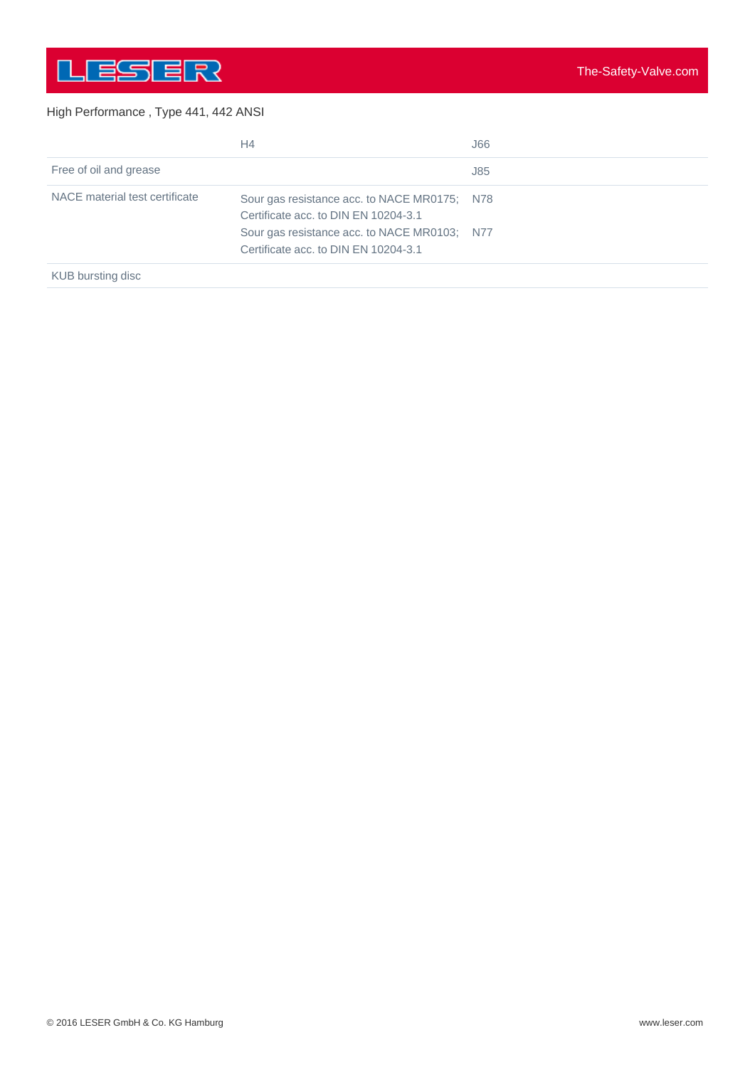High Performance , Type 441, 442 ANSI

| | | |
|---|---|---|
| | H4 | J66 |
| Free of oil and grease | | J85 |
| NACE material test certificate | Sour gas resistance acc. to NACE MR0175; Certificate acc. to DIN EN 10204-3.1 | N78 |
| | Sour gas resistance acc. to NACE MR0103; Certificate acc. to DIN EN 10204-3.1 | N77 |
| KUB bursting disc | | |